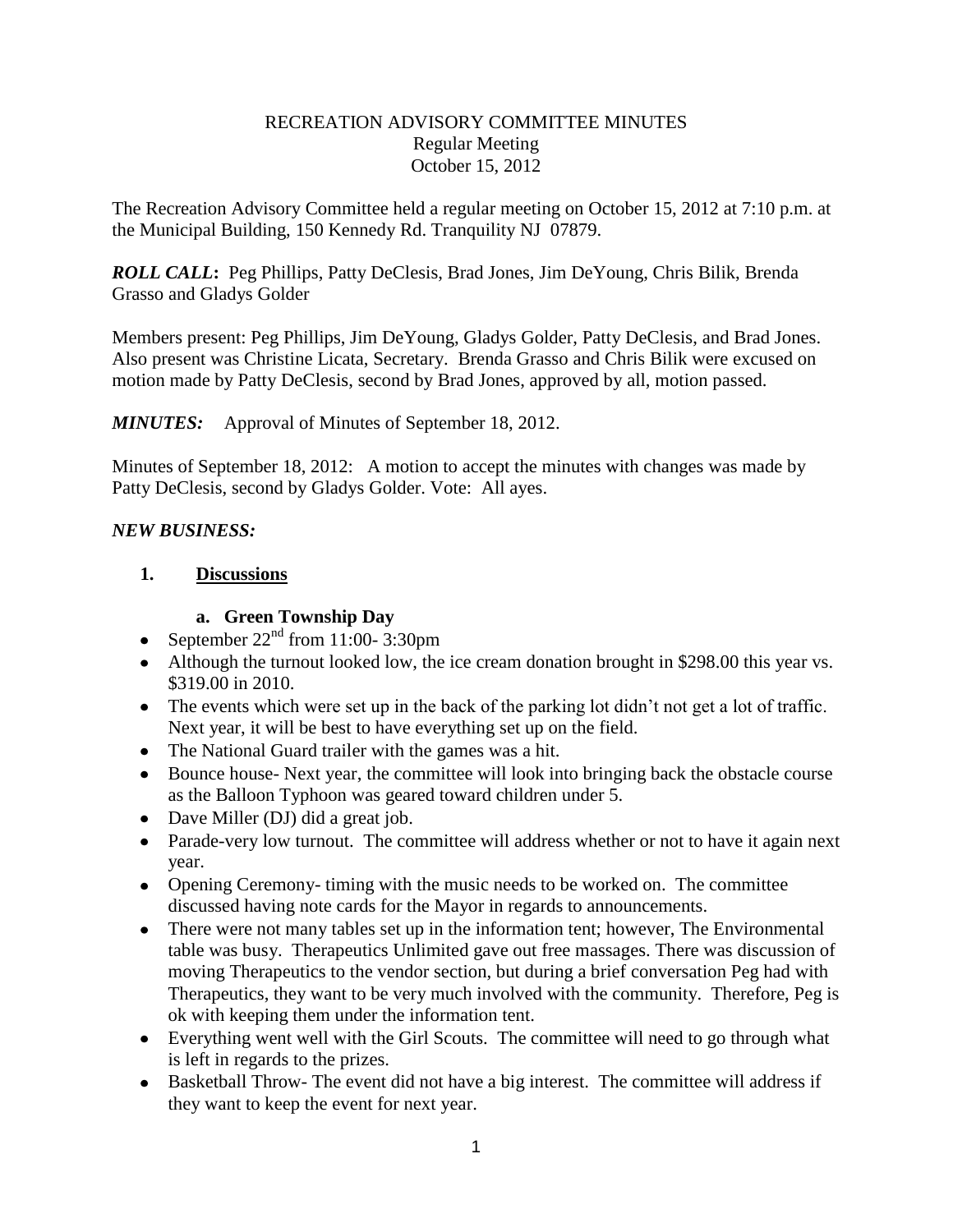# RECREATION ADVISORY COMMITTEE MINUTES
## Regular Meeting
### October 15, 2012

The Recreation Advisory Committee held a regular meeting on October 15, 2012 at 7:10 p.m. at the Municipal Building, 150 Kennedy Rd. Tranquility NJ 07879.

***ROLL CALL*:** Peg Phillips, Patty DeClesis, Brad Jones, Jim DeYoung, Chris Bilik, Brenda Grasso and Gladys Golder

Members present: Peg Phillips, Jim DeYoung, Gladys Golder, Patty DeClesis, and Brad Jones. Also present was Christine Licata, Secretary. Brenda Grasso and Chris Bilik were excused on motion made by Patty DeClesis, second by Brad Jones, approved by all, motion passed.

***MINUTES:*** Approval of Minutes of September 18, 2012.

Minutes of September 18, 2012: A motion to accept the minutes with changes was made by Patty DeClesis, second by Gladys Golder. Vote: All ayes.

***NEW BUSINESS:***

**1. Discussions**

**a. Green Township Day**

- September 22nd from 11:00- 3:30pm
- Although the turnout looked low, the ice cream donation brought in $298.00 this year vs. $319.00 in 2010.
- The events which were set up in the back of the parking lot didn't not get a lot of traffic. Next year, it will be best to have everything set up on the field.
- The National Guard trailer with the games was a hit.
- Bounce house- Next year, the committee will look into bringing back the obstacle course as the Balloon Typhoon was geared toward children under 5.
- Dave Miller (DJ) did a great job.
- Parade-very low turnout. The committee will address whether or not to have it again next year.
- Opening Ceremony- timing with the music needs to be worked on. The committee discussed having note cards for the Mayor in regards to announcements.
- There were not many tables set up in the information tent; however, The Environmental table was busy. Therapeutics Unlimited gave out free massages. There was discussion of moving Therapeutics to the vendor section, but during a brief conversation Peg had with Therapeutics, they want to be very much involved with the community. Therefore, Peg is ok with keeping them under the information tent.
- Everything went well with the Girl Scouts. The committee will need to go through what is left in regards to the prizes.
- Basketball Throw- The event did not have a big interest. The committee will address if they want to keep the event for next year.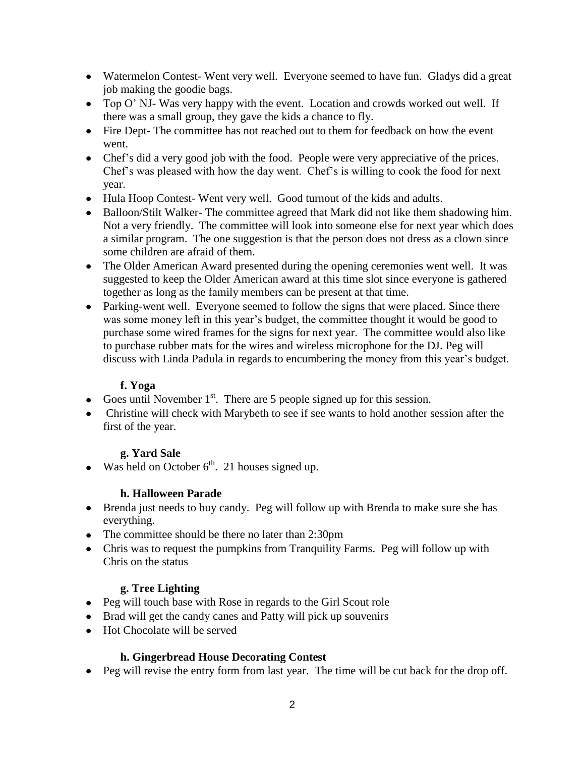- Watermelon Contest- Went very well. Everyone seemed to have fun. Gladys did a great job making the goodie bags.
- Top O' NJ- Was very happy with the event. Location and crowds worked out well. If there was a small group, they gave the kids a chance to fly.
- Fire Dept- The committee has not reached out to them for feedback on how the event went.
- Chef's did a very good job with the food. People were very appreciative of the prices. Chef's was pleased with how the day went. Chef's is willing to cook the food for next year.
- Hula Hoop Contest- Went very well. Good turnout of the kids and adults.
- Balloon/Stilt Walker- The committee agreed that Mark did not like them shadowing him. Not a very friendly. The committee will look into someone else for next year which does a similar program. The one suggestion is that the person does not dress as a clown since some children are afraid of them.
- The Older American Award presented during the opening ceremonies went well. It was suggested to keep the Older American award at this time slot since everyone is gathered together as long as the family members can be present at that time.
- Parking-went well. Everyone seemed to follow the signs that were placed. Since there was some money left in this year's budget, the committee thought it would be good to purchase some wired frames for the signs for next year. The committee would also like to purchase rubber mats for the wires and wireless microphone for the DJ. Peg will discuss with Linda Padula in regards to encumbering the money from this year's budget.

**f. Yoga**

- Goes until November 1st. There are 5 people signed up for this session.
- Christine will check with Marybeth to see if see wants to hold another session after the first of the year.

**g. Yard Sale**

- Was held on October 6th. 21 houses signed up.

**h. Halloween Parade**

- Brenda just needs to buy candy. Peg will follow up with Brenda to make sure she has everything.
- The committee should be there no later than 2:30pm
- Chris was to request the pumpkins from Tranquility Farms. Peg will follow up with Chris on the status

**g. Tree Lighting**

- Peg will touch base with Rose in regards to the Girl Scout role
- Brad will get the candy canes and Patty will pick up souvenirs
- Hot Chocolate will be served

**h. Gingerbread House Decorating Contest**

- Peg will revise the entry form from last year. The time will be cut back for the drop off.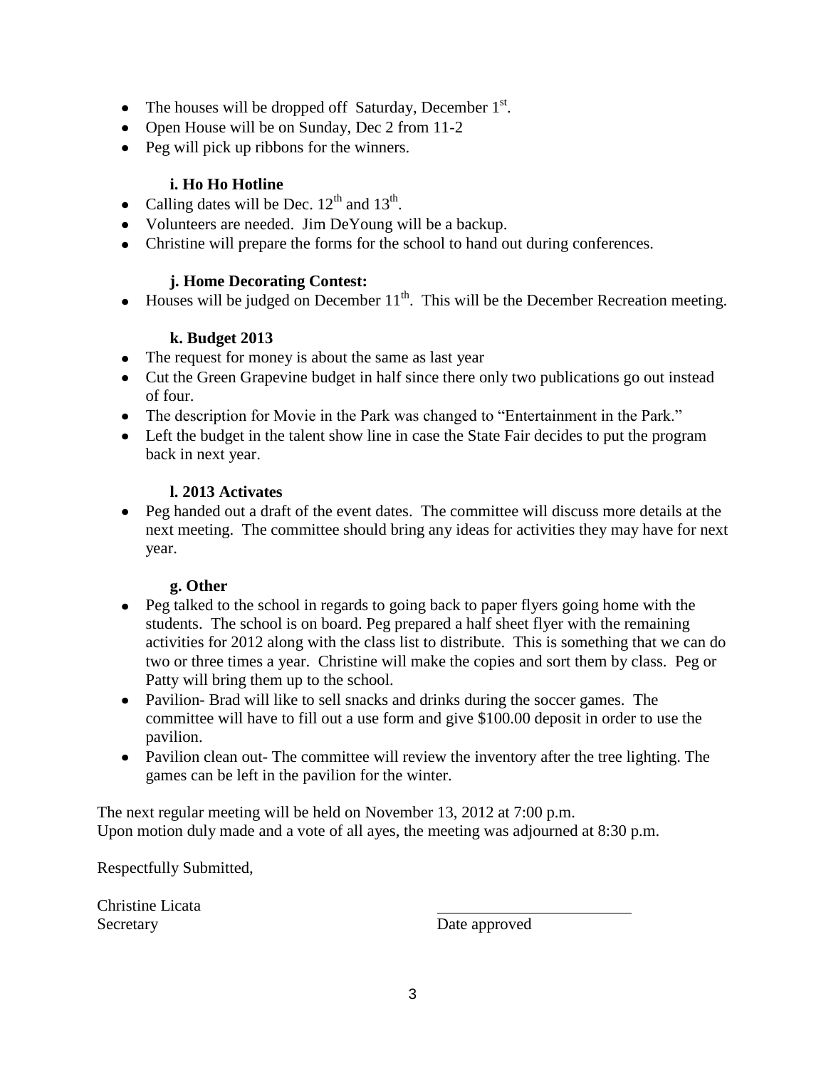- The houses will be dropped off Saturday, December 1st.
- Open House will be on Sunday, Dec 2 from 11-2
- Peg will pick up ribbons for the winners.

**i. Ho Ho Hotline**

- Calling dates will be Dec. 12th and 13th.
- Volunteers are needed. Jim DeYoung will be a backup.
- Christine will prepare the forms for the school to hand out during conferences.

**j. Home Decorating Contest:**

- Houses will be judged on December 11th. This will be the December Recreation meeting.

**k. Budget 2013**

- The request for money is about the same as last year
- Cut the Green Grapevine budget in half since there only two publications go out instead of four.
- The description for Movie in the Park was changed to "Entertainment in the Park."
- Left the budget in the talent show line in case the State Fair decides to put the program back in next year.

**l. 2013 Activates**

- Peg handed out a draft of the event dates. The committee will discuss more details at the next meeting. The committee should bring any ideas for activities they may have for next year.

**g. Other**

- Peg talked to the school in regards to going back to paper flyers going home with the students. The school is on board. Peg prepared a half sheet flyer with the remaining activities for 2012 along with the class list to distribute. This is something that we can do two or three times a year. Christine will make the copies and sort them by class. Peg or Patty will bring them up to the school.
- Pavilion- Brad will like to sell snacks and drinks during the soccer games. The committee will have to fill out a use form and give $100.00 deposit in order to use the pavilion.
- Pavilion clean out- The committee will review the inventory after the tree lighting. The games can be left in the pavilion for the winter.

The next regular meeting will be held on November 13, 2012 at 7:00 p.m.
Upon motion duly made and a vote of all ayes, the meeting was adjourned at 8:30 p.m.

Respectfully Submitted,

Christine Licata
Secretary

\_\_\_\_\_\_\_\_\_\_\_\_\_\_\_\_\_\_\_\_\_\_\_\_
Date approved